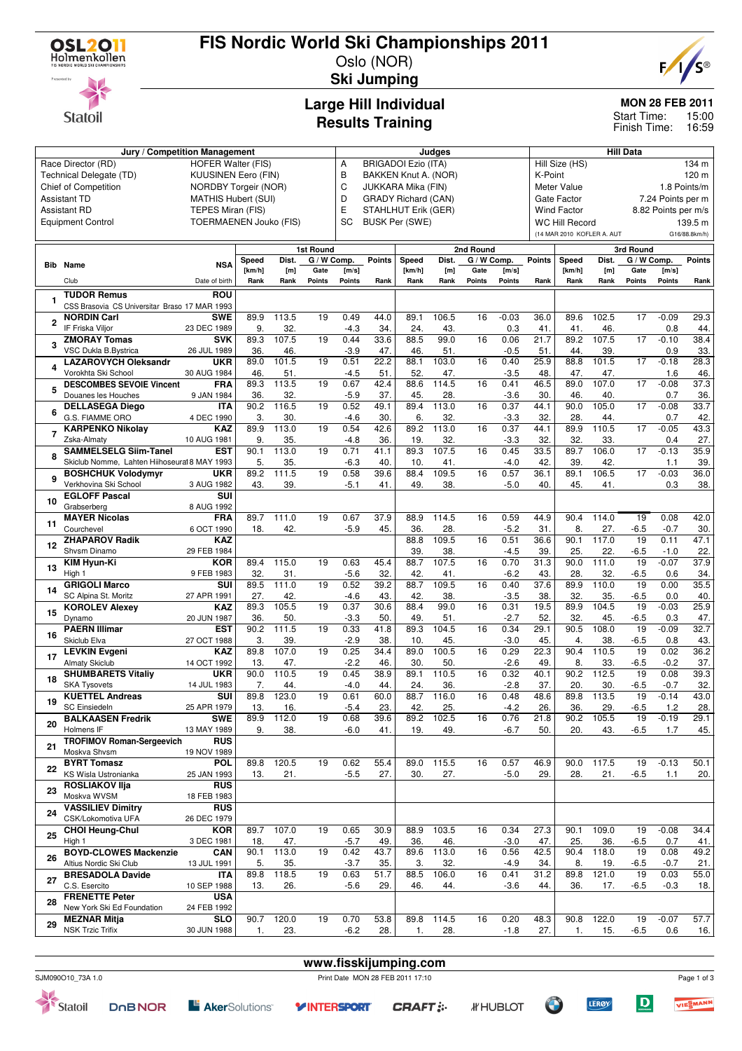# FIS Nordic World Ski Championships 2011

Oslo (NOR)

**Ski Jumping**

## Large Hill Individual
## Results Training

**MON 28 FEB 2011**
Start Time: 15:00
Finish Time: 16:59

| Jury / Competition Management | | Judges | | Hill Data | |
|---|---|---|---|---|---|
| Race Director (RD) | HOFER Walter (FIS) | A | BRIGADOI Ezio (ITA) | Hill Size (HS) | 134 m |
| Technical Delegate (TD) | KUUSINEN Eero (FIN) | B | BAKKEN Knut A. (NOR) | K-Point | 120 m |
| Chief of Competition | NORDBY Torgeir (NOR) | C | JUKKARA Mika (FIN) | Meter Value | 1.8 Points/m |
| Assistant TD | MATHIS Hubert (SUI) | D | GRADY Richard (CAN) | Gate Factor | 7.24 Points per m |
| Assistant RD | TEPES Miran (FIS) | E | STAHLHUT Erik (GER) | Wind Factor | 8.82 Points per m/s |
| Equipment Control | TOERMAENEN Jouko (FIS) | SC | BUSK Per (SWE) | WC Hill Record | 139.5 m |
| | | | | (14 MAR 2010 KOFLER A. AUT | G16/88.8km/h) |

| Bib | Name / Club | NSA / Date of birth | 1st Round Speed [km/h] / Rank | Dist. [m] / Rank | Gate / Points | [m/s] / Points | Points / Rank | 2nd Round Speed [km/h] / Rank | Dist. [m] / Rank | Gate / Points | [m/s] / Points | Points / Rank | 3rd Round Speed [km/h] / Rank | Dist. [m] / Rank | Gate / Points | [m/s] / Points | Points / Rank |
|---|---|---|---|---|---|---|---|---|---|---|---|---|---|---|---|---|---|
| 1 | **TUDOR Remus** / CSS Brasovia CS Universitar Braso | ROU / 17 MAR 1993 | | | | | | | | | | | | | | | |
| 2 | **NORDIN Carl** / IF Friska Viljor | SWE / 23 DEC 1989 | 89.9 / 9. | 113.5 / 32. | 19 | 0.49 / -4.3 | 44.0 / 34. | 89.1 / 24. | 106.5 / 43. | 16 | -0.03 / 0.3 | 36.0 / 41. | 89.6 / 41. | 102.5 / 46. | 17 | -0.09 / 0.8 | 29.3 / 44. |
| 3 | **ZMORAY Tomas** / VSC Dukla B.Bystrica | SVK / 26 JUL 1989 | 89.3 / 36. | 107.5 / 46. | 19 | 0.44 / -3.9 | 33.6 / 47. | 88.5 / 46. | 99.0 / 51. | 16 | 0.06 / -0.5 | 21.7 / 51. | 89.2 / 44. | 107.5 / 39. | 17 | -0.10 / 0.9 | 38.4 / 33. |
| 4 | **LAZAROVYCH Oleksandr** / Vorokhta Ski School | UKR / 30 AUG 1984 | 89.0 / 46. | 101.5 / 51. | 19 | 0.51 / -4.5 | 22.2 / 51. | 88.1 / 52. | 103.0 / 47. | 16 | 0.40 / -3.5 | 25.9 / 48. | 88.8 / 47. | 101.5 / 47. | 17 | -0.18 / 1.6 | 28.3 / 46. |
| 5 | **DESCOMBES SEVOIE Vincent** / Douanes les Houches | FRA / 9 JAN 1984 | 89.3 / 36. | 113.5 / 32. | 19 | 0.67 / -5.9 | 42.4 / 37. | 88.6 / 45. | 114.5 / 28. | 16 | 0.41 / -3.6 | 46.5 / 30. | 89.0 / 46. | 107.0 / 40. | 17 | -0.08 / 0.7 | 37.3 / 36. |
| 6 | **DELLASEGA Diego** / G.S. FIAMME ORO | ITA / 4 DEC 1990 | 90.2 / 3. | 116.5 / 30. | 19 | 0.52 / -4.6 | 49.1 / 30. | 89.4 / 6. | 113.0 / 32. | 16 | 0.37 / -3.3 | 44.1 / 32. | 90.0 / 28. | 105.0 / 44. | 17 | -0.08 / 0.7 | 33.7 / 42. |
| 7 | **KARPENKO Nikolay** / Zska-Almaty | KAZ / 10 AUG 1981 | 89.9 / 9. | 113.0 / 35. | 19 | 0.54 / -4.8 | 42.6 / 36. | 89.2 / 19. | 113.0 / 32. | 16 | 0.37 / -3.3 | 44.1 / 32. | 89.9 / 32. | 110.5 / 33. | 17 | -0.05 / 0.4 | 43.3 / 27. |
| 8 | **SAMMELSELG Siim-Tanel** / Skiclub Nomme, Lahten Hiihoseura | EST / 18 MAY 1993 | 90.1 / 5. | 113.0 / 35. | 19 | 0.71 / -6.3 | 41.1 / 40. | 89.3 / 10. | 107.5 / 41. | 16 | 0.45 / -4.0 | 33.5 / 42. | 89.7 / 39. | 106.0 / 42. | 17 | -0.13 / 1.1 | 35.9 / 39. |
| 9 | **BOSHCHUK Volodymyr** / Verkhovina Ski School | UKR / 3 AUG 1982 | 89.2 / 43. | 111.5 / 39. | 19 | 0.58 / -5.1 | 39.6 / 41. | 88.4 / 49. | 109.5 / 38. | 16 | 0.57 / -5.0 | 36.1 / 40. | 89.1 / 45. | 106.5 / 41. | 17 | -0.03 / 0.3 | 36.0 / 38. |
| 10 | **EGLOFF Pascal** / Grabserberg | SUI / 8 AUG 1992 | | | | | | | | | | | | | | | |
| 11 | **MAYER Nicolas** / Courchevel | FRA / 6 OCT 1990 | 89.7 / 18. | 111.0 / 42. | 19 | 0.67 / -5.9 | 37.9 / 45. | 88.9 / 36. | 114.5 / 28. | 16 | 0.59 / -5.2 | 44.9 / 31. | 90.4 / 8. | 114.0 / 27. | 19 / -6.5 | 0.08 / -0.7 | 42.0 / 30. |
| 12 | **ZHAPAROV Radik** / Shvsm Dinamo | KAZ / 29 FEB 1984 | | | | | | 88.8 / 39. | 109.5 / 38. | 16 | 0.51 / -4.5 | 36.6 / 39. | 90.1 / 25. | 117.0 / 22. | 19 / -6.5 | 0.11 / -1.0 | 47.1 / 22. |
| 13 | **KIM Hyun-Ki** / High 1 | KOR / 9 FEB 1983 | 89.4 / 32. | 115.0 / 31. | 19 | 0.63 / -5.6 | 45.4 / 32. | 88.7 / 42. | 107.5 / 41. | 16 | 0.70 / -6.2 | 31.3 / 43. | 90.0 / 28. | 111.0 / 32. | 19 / -6.5 | -0.07 / 0.6 | 37.9 / 34. |
| 14 | **GRIGOLI Marco** / SC Alpina St. Moritz | SUI / 27 APR 1991 | 89.5 / 27. | 111.0 / 42. | 19 | 0.52 / -4.6 | 39.2 / 43. | 88.7 / 42. | 109.5 / 38. | 16 | 0.40 / -3.5 | 37.6 / 38. | 89.9 / 32. | 110.0 / 35. | 19 / -6.5 | 0.00 / 0.0 | 35.5 / 40. |
| 15 | **KOROLEV Alexey** / Dynamo | KAZ / 20 JUN 1987 | 89.3 / 36. | 105.5 / 50. | 19 | 0.37 / -3.3 | 30.6 / 50. | 88.4 / 49. | 99.0 / 51. | 16 | 0.31 / -2.7 | 19.5 / 52. | 89.9 / 32. | 104.5 / 45. | 19 / -6.5 | -0.03 / 0.3 | 25.9 / 47. |
| 16 | **PAERN Illimar** / Skiclub Elva | EST / 27 OCT 1988 | 90.2 / 3. | 111.5 / 39. | 19 | 0.33 / -2.9 | 41.8 / 38. | 89.3 / 10. | 104.5 / 45. | 16 | 0.34 / -3.0 | 29.1 / 45. | 90.5 / 4. | 108.0 / 38. | 19 / -6.5 | -0.09 / 0.8 | 32.7 / 43. |
| 17 | **LEVKIN Evgeni** / Almaty Skiclub | KAZ / 14 OCT 1992 | 89.8 / 13. | 107.0 / 47. | 19 | 0.25 / -2.2 | 34.4 / 46. | 89.0 / 30. | 100.5 / 50. | 16 | 0.29 / -2.6 | 22.3 / 49. | 90.4 / 8. | 110.5 / 33. | 19 / -6.5 | 0.02 / -0.2 | 36.2 / 37. |
| 18 | **SHUMBARETS Vitaliy** / SKA Tysovets | UKR / 14 JUL 1983 | 90.0 / 7. | 110.5 / 44. | 19 | 0.45 / -4.0 | 38.9 / 44. | 89.1 / 24. | 110.5 / 36. | 16 | 0.32 / -2.8 | 40.1 / 37. | 90.2 / 20. | 112.5 / 30. | 19 / -6.5 | 0.08 / -0.7 | 39.3 / 32. |
| 19 | **KUETTEL Andreas** / SC Einsiedeln | SUI / 25 APR 1979 | 89.8 / 13. | 123.0 / 16. | 19 | 0.61 / -5.4 | 60.0 / 23. | 88.7 / 42. | 116.0 / 25. | 16 | 0.48 / -4.2 | 48.6 / 26. | 89.8 / 36. | 113.5 / 29. | 19 / -6.5 | -0.14 / 1.2 | 43.0 / 28. |
| 20 | **BALKAASEN Fredrik** / Holmens IF | SWE / 13 MAY 1989 | 89.9 / 9. | 112.0 / 38. | 19 | 0.68 / -6.0 | 39.6 / 41. | 89.2 / 19. | 102.5 / 49. | 16 | 0.76 / -6.7 | 21.8 / 50. | 90.2 / 20. | 105.5 / 43. | 19 / -6.5 | -0.19 / 1.7 | 29.1 / 45. |
| 21 | **TROFIMOV Roman-Sergeevich** / Moskva Shvsm | RUS / 19 NOV 1989 | | | | | | | | | | | | | | | |
| 22 | **BYRT Tomasz** / KS Wisla Ustronianka | POL / 25 JAN 1993 | 89.8 / 13. | 120.5 / 21. | 19 | 0.62 / -5.5 | 55.4 / 27. | 89.0 / 30. | 115.5 / 27. | 16 | 0.57 / -5.0 | 46.9 / 29. | 90.0 / 28. | 117.5 / 21. | 19 / -6.5 | -0.13 / 1.1 | 50.1 / 20. |
| 23 | **ROSLIAKOV Ilja** / Moskva WVSM | RUS / 18 FEB 1983 | | | | | | | | | | | | | | | |
| 24 | **VASSILIEV Dimitry** / CSK/Lokomotiva UFA | RUS / 26 DEC 1979 | | | | | | | | | | | | | | | |
| 25 | **CHOI Heung-Chul** / High 1 | KOR / 3 DEC 1981 | 89.7 / 18. | 107.0 / 47. | 19 | 0.65 / -5.7 | 30.9 / 49. | 88.9 / 36. | 103.5 / 46. | 16 | 0.34 / -3.0 | 27.3 / 47. | 90.1 / 25. | 109.0 / 36. | 19 / -6.5 | -0.08 / 0.7 | 34.4 / 41. |
| 26 | **BOYD-CLOWES Mackenzie** / Altius Nordic Ski Club | CAN / 13 JUL 1991 | 90.1 / 5. | 113.0 / 35. | 19 | 0.42 / -3.7 | 43.7 / 35. | 89.6 / 3. | 113.0 / 32. | 16 | 0.56 / -4.9 | 42.5 / 34. | 90.4 / 8. | 118.0 / 19. | 19 / -6.5 | 0.08 / -0.7 | 49.2 / 21. |
| 27 | **BRESADOLA Davide** / C.S. Esercito | ITA / 10 SEP 1988 | 89.8 / 13. | 118.5 / 26. | 19 | 0.63 / -5.6 | 51.7 / 29. | 88.5 / 46. | 106.0 / 44. | 16 | 0.41 / -3.6 | 31.2 / 44. | 89.8 / 36. | 121.0 / 17. | 19 / -6.5 | 0.03 / -0.3 | 55.0 / 18. |
| 28 | **FRENETTE Peter** / New York Ski Ed Foundation | USA / 24 FEB 1992 | | | | | | | | | | | | | | | |
| 29 | **MEZNAR Mitja** / NSK Trzic Trifix | SLO / 30 JUN 1988 | 90.7 / 1. | 120.0 / 23. | 19 | 0.70 / -6.2 | 53.8 / 28. | 89.8 / 1. | 114.5 / 28. | 16 | 0.20 / -1.8 | 48.3 / 27. | 90.8 / 1. | 122.0 / 15. | 19 / -6.5 | -0.07 / 0.6 | 57.7 / 16. |

www.fisskijumping.com

SJM090O10_73A 1.0 — Print Date MON 28 FEB 2011 17:10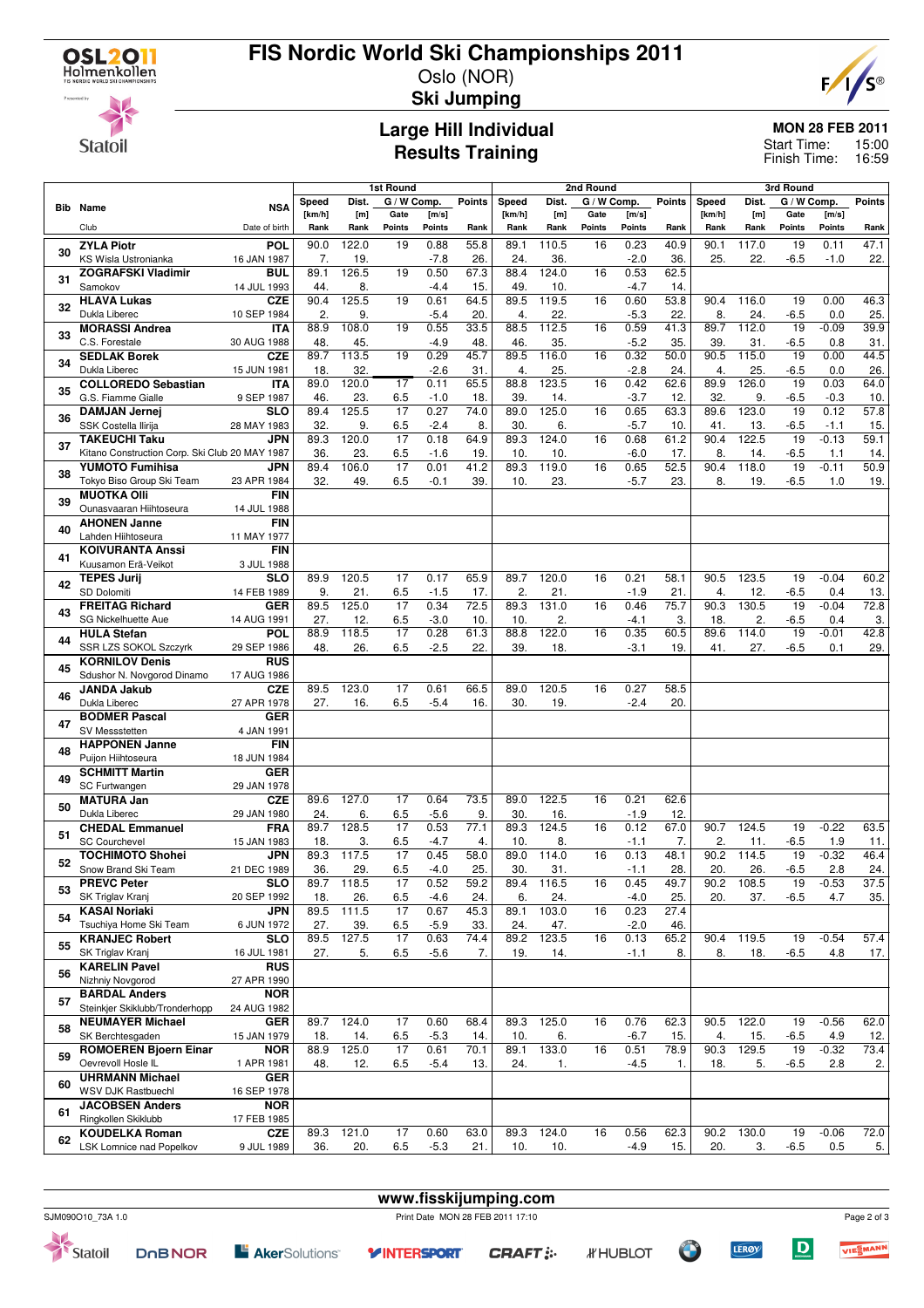# FIS Nordic World Ski Championships 2011

Oslo (NOR)

**Ski Jumping**

## Large Hill Individual
## Results Training

**MON 28 FEB 2011**
Start Time: 15:00
Finish Time: 16:59

| Bib | Name / Club | NSA / Date of birth | 1st Round Speed [km/h] / Rank | Dist. [m] / Rank | Gate / Points | G/W Comp. [m/s] / Points | Points / Rank | 2nd Round Speed [km/h] / Rank | Dist. [m] / Rank | Gate / Points | G/W Comp. [m/s] / Points | Points / Rank | 3rd Round Speed [km/h] / Rank | Dist. [m] / Rank | Gate / Points | G/W Comp. [m/s] / Points | Points / Rank |
|---|---|---|---|---|---|---|---|---|---|---|---|---|---|---|---|---|---|
| 30 | **ZYLA Piotr** KS Wisla Ustronianka | **POL** 16 JAN 1987 | 90.0 7. | 122.0 19. | 19 | 0.88 -7.8 | 55.8 26. | 89.1 24. | 110.5 36. | 16 | 0.23 -2.0 | 40.9 36. | 90.1 25. | 117.0 22. | 19 -6.5 | 0.11 -1.0 | 47.1 22. |
| 31 | **ZOGRAFSKI Vladimir** Samokov | **BUL** 14 JUL 1993 | 89.1 44. | 126.5 8. | 19 | 0.50 -4.4 | 67.3 15. | 88.4 49. | 124.0 10. | 16 | 0.53 -4.7 | 62.5 14. | | | | | |
| 32 | **HLAVA Lukas** Dukla Liberec | **CZE** 10 SEP 1984 | 90.4 2. | 125.5 9. | 19 | 0.61 -5.4 | 64.5 20. | 89.5 4. | 119.5 22. | 16 | 0.60 -5.3 | 53.8 22. | 90.4 8. | 116.0 24. | 19 -6.5 | 0.00 0.0 | 46.3 25. |
| 33 | **MORASSI Andrea** C.S. Forestale | **ITA** 30 AUG 1988 | 88.9 48. | 108.0 45. | 19 | 0.55 -4.9 | 33.5 48. | 88.5 46. | 112.5 35. | 16 | 0.59 -5.2 | 41.3 35. | 89.7 39. | 112.0 31. | 19 -6.5 | -0.09 0.8 | 39.9 31. |
| 34 | **SEDLAK Borek** Dukla Liberec | **CZE** 15 JUN 1981 | 89.7 18. | 113.5 32. | 19 | 0.29 -2.6 | 45.7 31. | 89.5 4. | 116.0 25. | 16 | 0.32 -2.8 | 50.0 24. | 90.5 4. | 115.0 25. | 19 -6.5 | 0.00 0.0 | 44.5 26. |
| 35 | **COLLOREDO Sebastian** G.S. Fiamme Gialle | **ITA** 9 SEP 1987 | 89.0 46. | 120.0 23. | 17 6.5 | 0.11 -1.0 | 65.5 18. | 88.8 39. | 123.5 14. | 16 | 0.42 -3.7 | 62.6 12. | 89.9 32. | 126.0 9. | 19 -6.5 | 0.03 -0.3 | 64.0 10. |
| 36 | **DAMJAN Jernej** SSK Costella Ilirija | **SLO** 28 MAY 1983 | 89.4 32. | 125.5 9. | 17 6.5 | 0.27 -2.4 | 74.0 8. | 89.0 30. | 125.0 6. | 16 | 0.65 -5.7 | 63.3 10. | 89.6 41. | 123.0 13. | 19 -6.5 | 0.12 -1.1 | 57.8 15. |
| 37 | **TAKEUCHI Taku** Kitano Construction Corp. Ski Club | **JPN** 20 MAY 1987 | 89.3 36. | 120.0 23. | 17 6.5 | 0.18 -1.6 | 64.9 19. | 89.3 10. | 124.0 10. | 16 | 0.68 -6.0 | 61.2 17. | 90.4 8. | 122.5 14. | 19 -6.5 | -0.13 1.1 | 59.1 14. |
| 38 | **YUMOTO Fumihisa** Tokyo Biso Group Ski Team | **JPN** 23 APR 1984 | 89.4 32. | 106.0 49. | 17 6.5 | 0.01 -0.1 | 41.2 39. | 89.3 10. | 119.0 23. | 16 | 0.65 -5.7 | 52.5 23. | 90.4 8. | 118.0 19. | 19 -6.5 | -0.11 1.0 | 50.9 19. |
| 39 | **MUOTKA Olli** Ounasvaaran Hiihtoseura | **FIN** 14 JUL 1988 | | | | | | | | | | | | | | | |
| 40 | **AHONEN Janne** Lahden Hiihtoseura | **FIN** 11 MAY 1977 | | | | | | | | | | | | | | | |
| 41 | **KOIVURANTA Anssi** Kuusamon Erä-Veikot | **FIN** 3 JUL 1988 | | | | | | | | | | | | | | | |
| 42 | **TEPES Jurij** SD Dolomiti | **SLO** 14 FEB 1989 | 89.9 9. | 120.5 21. | 17 6.5 | 0.17 -1.5 | 65.9 17. | 89.7 2. | 120.0 21. | 16 | 0.21 -1.9 | 58.1 21. | 90.5 4. | 123.5 12. | 19 -6.5 | -0.04 0.4 | 60.2 13. |
| 43 | **FREITAG Richard** SG Nickelhuette Aue | **GER** 14 AUG 1991 | 89.5 27. | 125.0 12. | 17 6.5 | 0.34 -3.0 | 72.5 10. | 89.3 10. | 131.0 2. | 16 | 0.46 -4.1 | 75.7 3. | 90.3 18. | 130.5 2. | 19 -6.5 | -0.04 0.4 | 72.8 3. |
| 44 | **HULA Stefan** SSR LZS SOKOL Szczyrk | **POL** 29 SEP 1986 | 88.9 48. | 118.5 26. | 17 6.5 | 0.28 -2.5 | 61.3 22. | 88.8 39. | 122.0 18. | 16 | 0.35 -3.1 | 60.5 19. | 89.6 41. | 114.0 27. | 19 -6.5 | -0.01 0.1 | 42.8 29. |
| 45 | **KORNILOV Denis** Sdushor N. Novgorod Dinamo | **RUS** 17 AUG 1986 | | | | | | | | | | | | | | | |
| 46 | **JANDA Jakub** Dukla Liberec | **CZE** 27 APR 1978 | 89.5 27. | 123.0 16. | 17 6.5 | 0.61 -5.4 | 66.5 16. | 89.0 30. | 120.5 19. | 16 | 0.27 -2.4 | 58.5 20. | | | | | |
| 47 | **BODMER Pascal** SV Messstetten | **GER** 4 JAN 1991 | | | | | | | | | | | | | | | |
| 48 | **HAPPONEN Janne** Puijon Hiihtoseura | **FIN** 18 JUN 1984 | | | | | | | | | | | | | | | |
| 49 | **SCHMITT Martin** SC Furtwangen | **GER** 29 JAN 1978 | | | | | | | | | | | | | | | |
| 50 | **MATURA Jan** Dukla Liberec | **CZE** 29 JAN 1980 | 89.6 24. | 127.0 6. | 17 6.5 | 0.64 -5.6 | 73.5 9. | 89.0 30. | 122.5 16. | 16 | 0.21 -1.9 | 62.6 12. | | | | | |
| 51 | **CHEDAL Emmanuel** SC Courchevel | **FRA** 15 JAN 1983 | 89.7 18. | 128.5 3. | 17 6.5 | 0.53 -4.7 | 77.1 4. | 89.3 10. | 124.5 8. | 16 | 0.12 -1.1 | 67.0 7. | 90.7 2. | 124.5 11. | 19 -6.5 | -0.22 1.9 | 63.5 11. |
| 52 | **TOCHIMOTO Shohei** Snow Brand Ski Team | **JPN** 21 DEC 1989 | 89.3 36. | 117.5 29. | 17 6.5 | 0.45 -4.0 | 58.0 25. | 89.0 30. | 114.0 31. | 16 | 0.13 -1.1 | 48.1 28. | 90.2 20. | 114.5 26. | 19 -6.5 | -0.32 2.8 | 46.4 24. |
| 53 | **PREVC Peter** SK Triglav Kranj | **SLO** 20 SEP 1992 | 89.7 18. | 118.5 26. | 17 6.5 | 0.52 -4.6 | 59.2 24. | 89.4 6. | 116.5 24. | 16 | 0.45 -4.0 | 49.7 25. | 90.2 20. | 108.5 37. | 19 -6.5 | -0.53 4.7 | 37.5 35. |
| 54 | **KASAI Noriaki** Tsuchiya Home Ski Team | **JPN** 6 JUN 1972 | 89.5 27. | 111.5 39. | 17 6.5 | 0.67 -5.9 | 45.3 33. | 89.1 24. | 103.0 47. | 16 | 0.23 -2.0 | 27.4 46. | | | | | |
| 55 | **KRANJEC Robert** SK Triglav Kranj | **SLO** 16 JUL 1981 | 89.5 27. | 127.5 5. | 17 6.5 | 0.63 -5.6 | 74.4 7. | 89.2 19. | 123.5 14. | 16 | 0.13 -1.1 | 65.2 8. | 90.4 8. | 119.5 18. | 19 -6.5 | -0.54 4.8 | 57.4 17. |
| 56 | **KARELIN Pavel** Nizhniy Novgorod | **RUS** 27 APR 1990 | | | | | | | | | | | | | | | |
| 57 | **BARDAL Anders** Steinkjer Skiklubb/Tronderhopp | **NOR** 24 AUG 1982 | | | | | | | | | | | | | | | |
| 58 | **NEUMAYER Michael** SK Berchtesgaden | **GER** 15 JAN 1979 | 89.7 18. | 124.0 14. | 17 6.5 | 0.60 -5.3 | 68.4 14. | 89.3 10. | 125.0 6. | 16 | 0.76 -6.7 | 62.3 15. | 90.5 4. | 122.0 15. | 19 -6.5 | -0.56 4.9 | 62.0 12. |
| 59 | **ROMOEREN Bjoern Einar** Oevrevoll Hosle IL | **NOR** 1 APR 1981 | 88.9 48. | 125.0 12. | 17 6.5 | 0.61 -5.4 | 70.1 13. | 89.1 24. | 133.0 1. | 16 | 0.51 -4.5 | 78.9 1. | 90.3 18. | 129.5 5. | 19 -6.5 | -0.32 2.8 | 73.4 2. |
| 60 | **UHRMANN Michael** WSV DJK Rastbuechl | **GER** 16 SEP 1978 | | | | | | | | | | | | | | | |
| 61 | **JACOBSEN Anders** Ringkollen Skiklubb | **NOR** 17 FEB 1985 | | | | | | | | | | | | | | | |
| 62 | **KOUDELKA Roman** LSK Lomnice nad Popelkov | **CZE** 9 JUL 1989 | 89.3 36. | 121.0 20. | 17 6.5 | 0.60 -5.3 | 63.0 21. | 89.3 10. | 124.0 10. | 16 | 0.56 -4.9 | 62.3 15. | 90.2 20. | 130.0 3. | 19 -6.5 | -0.06 0.5 | 72.0 5. |

www.fisskijumping.com

SJM090O10_73A 1.0 — Print Date MON 28 FEB 2011 17:10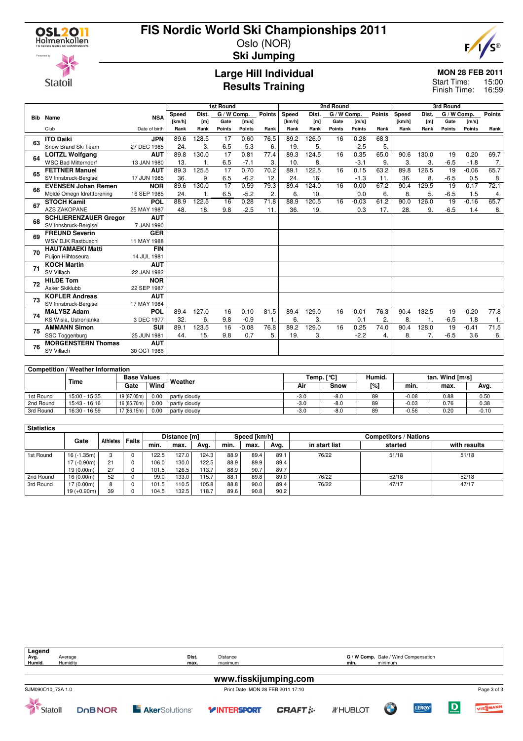# FIS Nordic World Ski Championships 2011

Oslo (NOR)

## Ski Jumping

## Large Hill Individual
## Results Training

**MON 28 FEB 2011**
Start Time: 15:00
Finish Time: 16:59

| Bib | Name / Club | NSA / Date of birth | 1st Round Speed [km/h] Rank | Dist. [m] Rank | Gate Points | [m/s] Points | Points Rank | 2nd Round Speed [km/h] Rank | Dist. [m] Rank | Gate Points | [m/s] Points | Points Rank | 3rd Round Speed [km/h] Rank | Dist. [m] Rank | Gate Points | [m/s] Points | Points Rank |
|---|---|---|---|---|---|---|---|---|---|---|---|---|---|---|---|---|---|
| 63 | **ITO Daiki** Snow Brand Ski Team | **JPN** 27 DEC 1985 | 89.6 24. | 128.5 3. | 17 6.5 | 0.60 -5.3 | 76.5 6. | 89.2 19. | 126.0 5. | 16 | 0.28 -2.5 | 68.3 5. | | | | | |
| 64 | **LOITZL Wolfgang** WSC Bad Mitterndorf | **AUT** 13 JAN 1980 | 89.8 13. | 130.0 1. | 17 6.5 | 0.81 -7.1 | 77.4 3. | 89.3 10. | 124.5 8. | 16 | 0.35 -3.1 | 65.0 9. | 90.6 3. | 130.0 3. | 19 -6.5 | 0.20 -1.8 | 69.7 7. |
| 65 | **FETTNER Manuel** SV Innsbruck-Bergisel | **AUT** 17 JUN 1985 | 89.3 36. | 125.5 9. | 17 6.5 | 0.70 -6.2 | 70.2 12. | 89.1 24. | 122.5 16. | 16 | 0.15 -1.3 | 63.2 11. | 89.8 36. | 126.5 8. | 19 -6.5 | -0.06 0.5 | 65.7 8. |
| 66 | **EVENSEN Johan Remen** Molde Omegn Idrettforening | **NOR** 16 SEP 1985 | 89.6 24. | 130.0 1. | 17 6.5 | 0.59 -5.2 | 79.3 2. | 89.4 6. | 124.0 10. | 16 | 0.00 0.0 | 67.2 6. | 90.4 8. | 129.5 5. | 19 -6.5 | -0.17 1.5 | 72.1 4. |
| 67 | **STOCH Kamil** AZS ZAKOPANE | **POL** 25 MAY 1987 | 88.9 48. | 122.5 18. | 16 9.8 | 0.28 -2.5 | 71.8 11. | 88.9 36. | 120.5 19. | 16 | -0.03 0.3 | 61.2 17. | 90.0 28. | 126.0 9. | 19 -6.5 | -0.16 1.4 | 65.7 8. |
| 68 | **SCHLIERENZAUER Gregor** SV Innsbruck-Bergisel | **AUT** 7 JAN 1990 | | | | | | | | | | | | | | | |
| 69 | **FREUND Severin** WSV DJK Rastbuechl | **GER** 11 MAY 1988 | | | | | | | | | | | | | | | |
| 70 | **HAUTAMAEKI Matti** Puijon Hiihtoseura | **FIN** 14 JUL 1981 | | | | | | | | | | | | | | | |
| 71 | **KOCH Martin** SV Villach | **AUT** 22 JAN 1982 | | | | | | | | | | | | | | | |
| 72 | **HILDE Tom** Asker Skiklubb | **NOR** 22 SEP 1987 | | | | | | | | | | | | | | | |
| 73 | **KOFLER Andreas** SV Innsbruck-Bergisel | **AUT** 17 MAY 1984 | | | | | | | | | | | | | | | |
| 74 | **MALYSZ Adam** KS Wisla, Ustronianka | **POL** 3 DEC 1977 | 89.4 32. | 127.0 6. | 16 9.8 | 0.10 -0.9 | 81.5 1. | 89.4 6. | 129.0 3. | 16 | -0.01 0.1 | 76.3 2. | 90.4 8. | 132.5 1. | 19 -6.5 | -0.20 1.8 | 77.8 1. |
| 75 | **AMMANN Simon** SSC Toggenburg | **SUI** 25 JUN 1981 | 89.1 44. | 123.5 15. | 16 9.8 | -0.08 0.7 | 76.8 5. | 89.2 19. | 129.0 3. | 16 | 0.25 -2.2 | 74.0 4. | 90.4 8. | 128.0 7. | 19 -6.5 | -0.41 3.6 | 71.5 6. |
| 76 | **MORGENSTERN Thomas** SV Villach | **AUT** 30 OCT 1986 | | | | | | | | | | | | | | | |

### Competition / Weather Information

| | Time | Base Values Gate | Base Values Wind | Weather | Temp. [°C] Air | Temp. [°C] Snow | Humid. [%] | tan. Wind [m/s] min. | max. | Avg. |
|---|---|---|---|---|---|---|---|---|---|---|
| 1st Round | 15:00 - 15:35 | 19 (87.05m) | 0.00 | partly cloudy | -3.0 | -8.0 | 89 | -0.08 | 0.88 | 0.50 |
| 2nd Round | 15:43 - 16:16 | 16 (85.70m) | 0.00 | partly cloudy | -3.0 | -8.0 | 89 | -0.03 | 0.76 | 0.38 |
| 3rd Round | 16:30 - 16:59 | 17 (86.15m) | 0.00 | partly cloudy | -3.0 | -8.0 | 89 | -0.56 | 0.20 | -0.10 |

### Statistics

| | Gate | Athletes | Falls | Distance [m] min. | max. | Avg. | Speed [km/h] min. | max. | Avg. | Competitors / Nations in start list | started | with results |
|---|---|---|---|---|---|---|---|---|---|---|---|---|
| 1st Round | 16 (-1.35m) | 3 | 0 | 122.5 | 127.0 | 124.3 | 88.9 | 89.4 | 89.1 | 76/22 | 51/18 | 51/18 |
| | 17 (-0.90m) | 21 | 0 | 106.0 | 130.0 | 122.5 | 88.9 | 89.9 | 89.4 | | | |
| | 19 (0.00m) | 27 | 0 | 101.5 | 126.5 | 113.7 | 88.9 | 90.7 | 89.7 | | | |
| 2nd Round | 16 (0.00m) | 52 | 0 | 99.0 | 133.0 | 115.7 | 88.1 | 89.8 | 89.0 | 76/22 | 52/18 | 52/18 |
| 3rd Round | 17 (0.00m) | 8 | 0 | 101.5 | 110.5 | 105.8 | 88.8 | 90.0 | 89.4 | 76/22 | 47/17 | 47/17 |
| | 19 (+0.90m) | 39 | 0 | 104.5 | 132.5 | 118.7 | 89.6 | 90.8 | 90.2 | | | |

**Legend**
Avg. Average; Humid. Humidity; Dist. Distance; max. maximum; G / W Comp. Gate / Wind Compensation; min. minimum

www.fisskijumping.com

SJM090O10_73A 1.0 — Print Date MON 28 FEB 2011 17:10